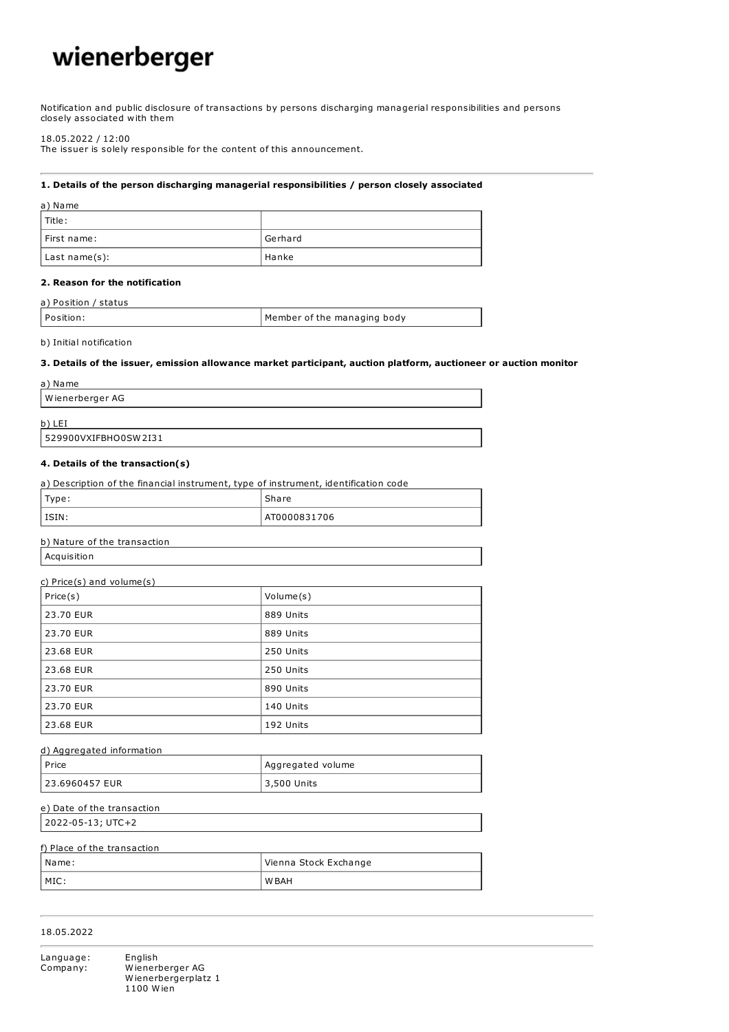# wienerberger

Notification and public disclosure of transactions by persons discharging managerial responsibilities and persons closely associated with them

18.05.2022 / 12:00
The issuer is solely responsible for the content of this announcement.

---

**1. Details of the person discharging managerial responsibilities / person closely associated**

a) Name

| Title: | |
|---|---|
| First name: | Gerhard |
| Last name(s): | Hanke |

**2. Reason for the notification**

a) Position / status

| Position: | Member of the managing body |
|---|---|

b) Initial notification

**3. Details of the issuer, emission allowance market participant, auction platform, auctioneer or auction monitor**

a) Name

| Wienerberger AG |
|---|

b) LEI

| 529900VXIFBHO0SW2I31 |
|---|

**4. Details of the transaction(s)**

a) Description of the financial instrument, type of instrument, identification code

| Type: | Share |
|---|---|
| ISIN: | AT0000831706 |

b) Nature of the transaction

| Acquisition |
|---|

c) Price(s) and volume(s)

| Price(s) | Volume(s) |
|---|---|
| 23.70 EUR | 889 Units |
| 23.70 EUR | 889 Units |
| 23.68 EUR | 250 Units |
| 23.68 EUR | 250 Units |
| 23.70 EUR | 890 Units |
| 23.70 EUR | 140 Units |
| 23.68 EUR | 192 Units |

d) Aggregated information

| Price | Aggregated volume |
|---|---|
| 23.6960457 EUR | 3,500 Units |

e) Date of the transaction

| 2022-05-13; UTC+2 |
|---|

f) Place of the transaction

| Name: | Vienna Stock Exchange |
|---|---|
| MIC: | WBAH |

---

18.05.2022

---

Language: English
Company: Wienerberger AG
Wienerbergerplatz 1
1100 Wien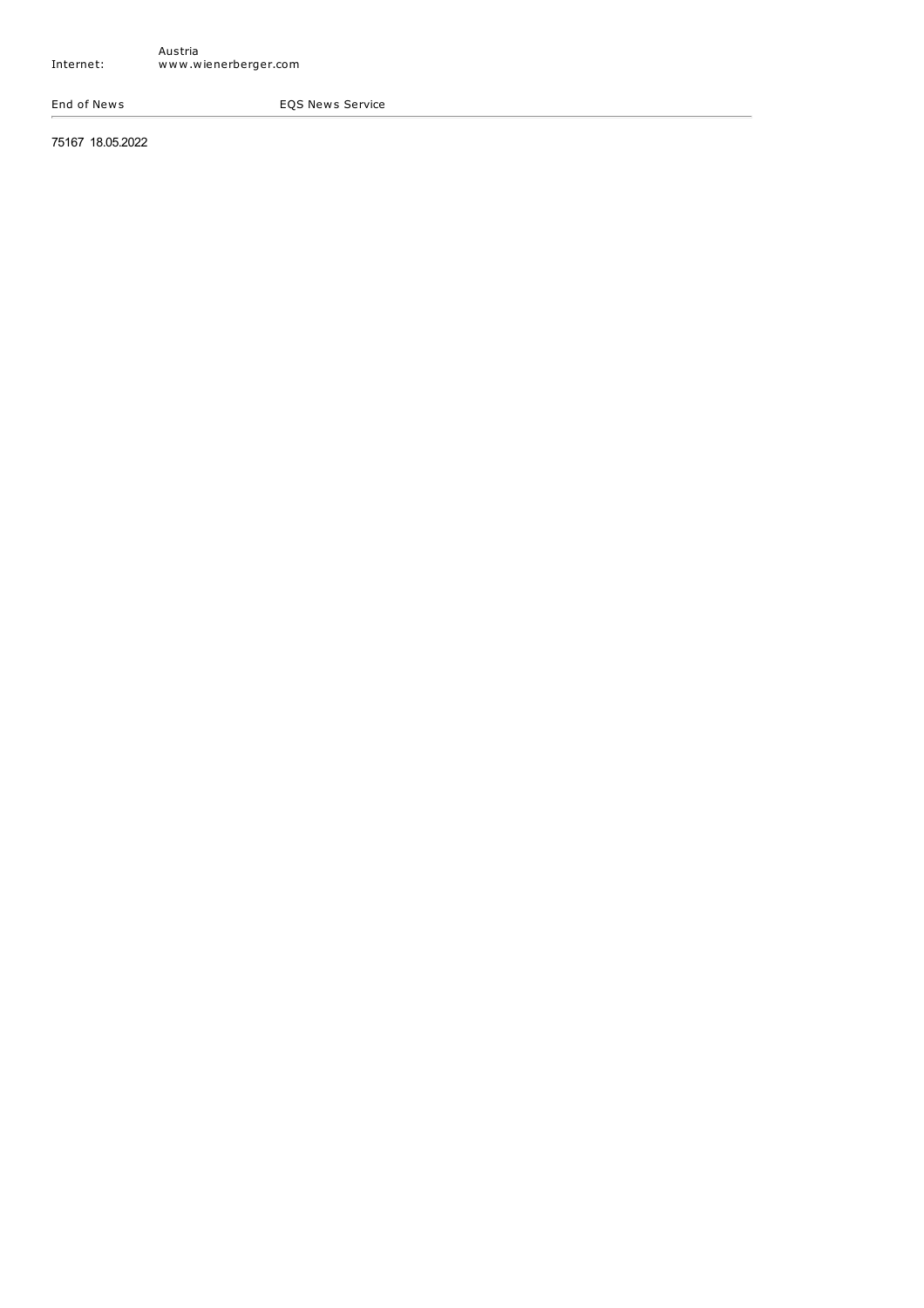| | |
|---|---|
| | Austria |
| Internet: | www.wienerberger.com |

| | |
|---|---|
| End of News | EQS News Service |

75167 18.05.2022